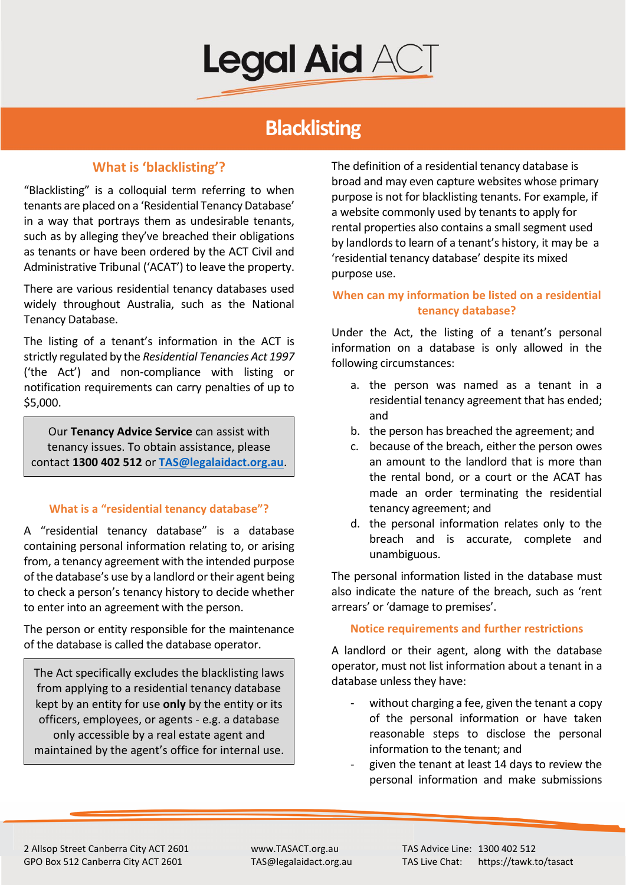# Legal Aid ACT

# Blacklisting

## What is 'blacklisting'?

"Blacklisting" is a colloquial term referring to when tenants are placed on a 'Residential Tenancy Database' in a way that portrays them as undesirable tenants, such as by alleging they've breached their obligations as tenants or have been ordered by the ACT Civil and Administrative Tribunal ('ACAT') to leave the property.

There are various residential tenancy databases used widely throughout Australia, such as the National Tenancy Database.

The listing of a tenant's information in the ACT is strictly regulated by the *Residential Tenancies Act 1997* ('the Act') and non-compliance with listing or notification requirements can carry penalties of up to $5,000.

> Our **Tenancy Advice Service** can assist with tenancy issues. To obtain assistance, please contact **1300 402 512** or **TAS@legalaidact.org.au**.

## What is a "residential tenancy database"?

A "residential tenancy database" is a database containing personal information relating to, or arising from, a tenancy agreement with the intended purpose of the database's use by a landlord or their agent being to check a person's tenancy history to decide whether to enter into an agreement with the person.

The person or entity responsible for the maintenance of the database is called the database operator.

> The Act specifically excludes the blacklisting laws from applying to a residential tenancy database kept by an entity for use **only** by the entity or its officers, employees, or agents - e.g. a database only accessible by a real estate agent and maintained by the agent's office for internal use.

The definition of a residential tenancy database is broad and may even capture websites whose primary purpose is not for blacklisting tenants. For example, if a website commonly used by tenants to apply for rental properties also contains a small segment used by landlords to learn of a tenant's history, it may be a 'residential tenancy database' despite its mixed purpose use.

## When can my information be listed on a residential tenancy database?

Under the Act, the listing of a tenant's personal information on a database is only allowed in the following circumstances:

a. the person was named as a tenant in a residential tenancy agreement that has ended; and
b. the person has breached the agreement; and
c. because of the breach, either the person owes an amount to the landlord that is more than the rental bond, or a court or the ACAT has made an order terminating the residential tenancy agreement; and
d. the personal information relates only to the breach and is accurate, complete and unambiguous.

The personal information listed in the database must also indicate the nature of the breach, such as 'rent arrears' or 'damage to premises'.

## Notice requirements and further restrictions

A landlord or their agent, along with the database operator, must not list information about a tenant in a database unless they have:

- without charging a fee, given the tenant a copy of the personal information or have taken reasonable steps to disclose the personal information to the tenant; and
- given the tenant at least 14 days to review the personal information and make submissions

2 Allsop Street Canberra City ACT 2601
GPO Box 512 Canberra City ACT 2601

www.TASACT.org.au
TAS@legalaidact.org.au

TAS Advice Line: 1300 402 512
TAS Live Chat: https://tawk.to/tasact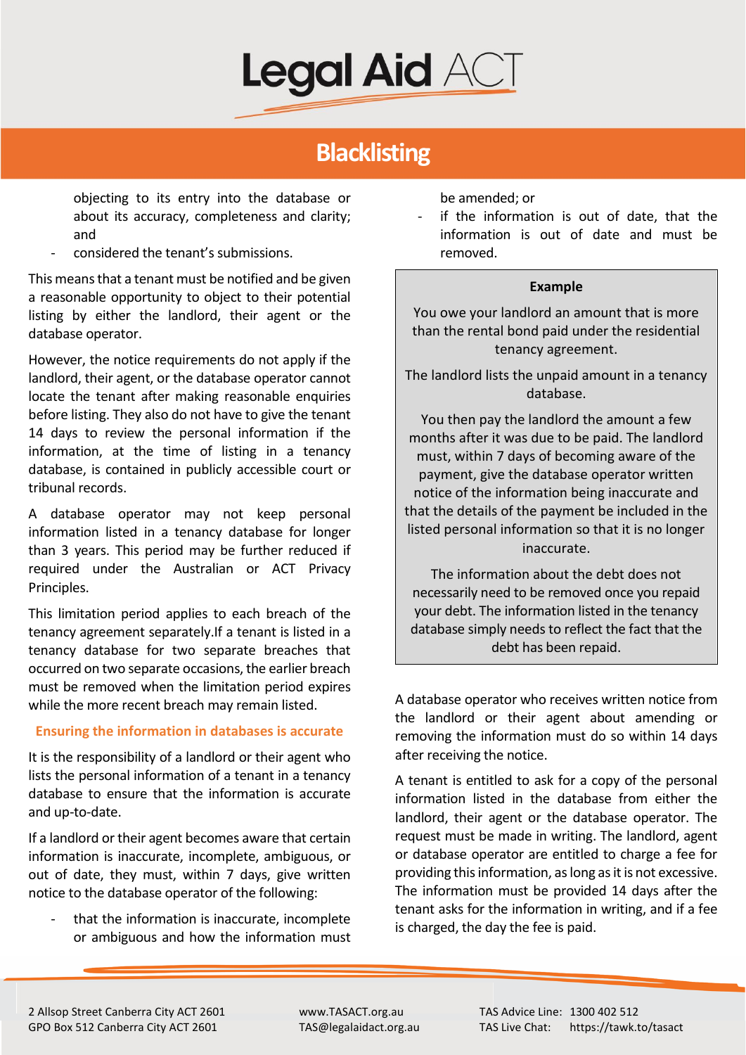objecting to its entry into the database or about its accuracy, completeness and clarity; and

- considered the tenant's submissions.

This means that a tenant must be notified and be given a reasonable opportunity to object to their potential listing by either the landlord, their agent or the database operator.

However, the notice requirements do not apply if the landlord, their agent, or the database operator cannot locate the tenant after making reasonable enquiries before listing. They also do not have to give the tenant 14 days to review the personal information if the information, at the time of listing in a tenancy database, is contained in publicly accessible court or tribunal records.

A database operator may not keep personal information listed in a tenancy database for longer than 3 years. This period may be further reduced if required under the Australian or ACT Privacy Principles.

This limitation period applies to each breach of the tenancy agreement separately.If a tenant is listed in a tenancy database for two separate breaches that occurred on two separate occasions, the earlier breach must be removed when the limitation period expires while the more recent breach may remain listed.

### Ensuring the information in databases is accurate

It is the responsibility of a landlord or their agent who lists the personal information of a tenant in a tenancy database to ensure that the information is accurate and up-to-date.

If a landlord or their agent becomes aware that certain information is inaccurate, incomplete, ambiguous, or out of date, they must, within 7 days, give written notice to the database operator of the following:

- that the information is inaccurate, incomplete or ambiguous and how the information must be amended; or
- if the information is out of date, that the information is out of date and must be removed.

> **Example**
>
> You owe your landlord an amount that is more than the rental bond paid under the residential tenancy agreement.
>
> The landlord lists the unpaid amount in a tenancy database.
>
> You then pay the landlord the amount a few months after it was due to be paid. The landlord must, within 7 days of becoming aware of the payment, give the database operator written notice of the information being inaccurate and that the details of the payment be included in the listed personal information so that it is no longer inaccurate.
>
> The information about the debt does not necessarily need to be removed once you repaid your debt. The information listed in the tenancy database simply needs to reflect the fact that the debt has been repaid.

A database operator who receives written notice from the landlord or their agent about amending or removing the information must do so within 14 days after receiving the notice.

A tenant is entitled to ask for a copy of the personal information listed in the database from either the landlord, their agent or the database operator. The request must be made in writing. The landlord, agent or database operator are entitled to charge a fee for providing this information, as long as it is not excessive. The information must be provided 14 days after the tenant asks for the information in writing, and if a fee is charged, the day the fee is paid.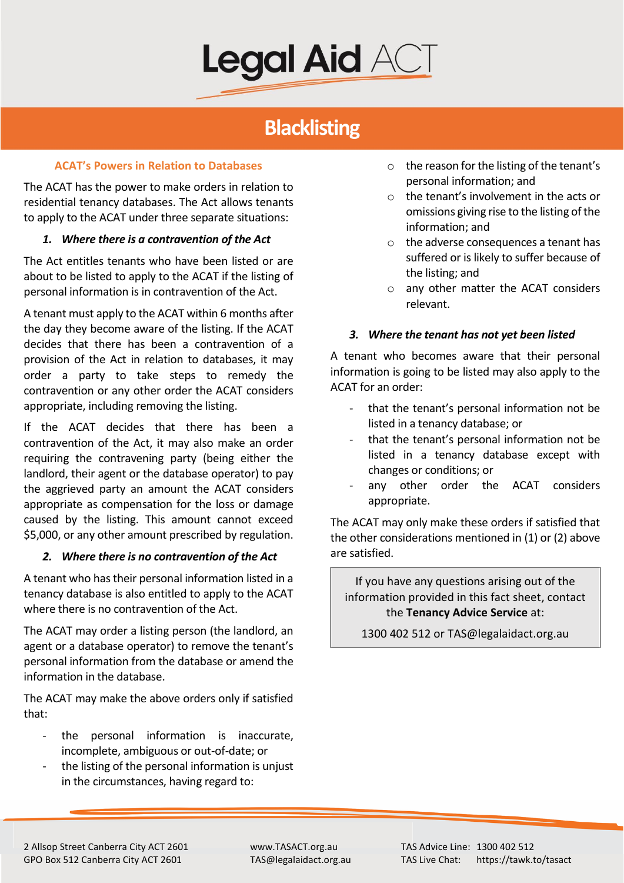# Blacklisting

## ACAT's Powers in Relation to Databases

The ACAT has the power to make orders in relation to residential tenancy databases. The Act allows tenants to apply to the ACAT under three separate situations:

### *1. Where there is a contravention of the Act*

The Act entitles tenants who have been listed or are about to be listed to apply to the ACAT if the listing of personal information is in contravention of the Act.

A tenant must apply to the ACAT within 6 months after the day they become aware of the listing. If the ACAT decides that there has been a contravention of a provision of the Act in relation to databases, it may order a party to take steps to remedy the contravention or any other order the ACAT considers appropriate, including removing the listing.

If the ACAT decides that there has been a contravention of the Act, it may also make an order requiring the contravening party (being either the landlord, their agent or the database operator) to pay the aggrieved party an amount the ACAT considers appropriate as compensation for the loss or damage caused by the listing. This amount cannot exceed $5,000, or any other amount prescribed by regulation.

### *2. Where there is no contravention of the Act*

A tenant who has their personal information listed in a tenancy database is also entitled to apply to the ACAT where there is no contravention of the Act.

The ACAT may order a listing person (the landlord, an agent or a database operator) to remove the tenant's personal information from the database or amend the information in the database.

The ACAT may make the above orders only if satisfied that:

- the personal information is inaccurate, incomplete, ambiguous or out-of-date; or
- the listing of the personal information is unjust in the circumstances, having regard to:
  - the reason for the listing of the tenant's personal information; and
  - the tenant's involvement in the acts or omissions giving rise to the listing of the information; and
  - the adverse consequences a tenant has suffered or is likely to suffer because of the listing; and
  - any other matter the ACAT considers relevant.

### *3. Where the tenant has not yet been listed*

A tenant who becomes aware that their personal information is going to be listed may also apply to the ACAT for an order:

- that the tenant's personal information not be listed in a tenancy database; or
- that the tenant's personal information not be listed in a tenancy database except with changes or conditions; or
- any other order the ACAT considers appropriate.

The ACAT may only make these orders if satisfied that the other considerations mentioned in (1) or (2) above are satisfied.

If you have any questions arising out of the information provided in this fact sheet, contact the **Tenancy Advice Service** at:

1300 402 512 or TAS@legalaidact.org.au